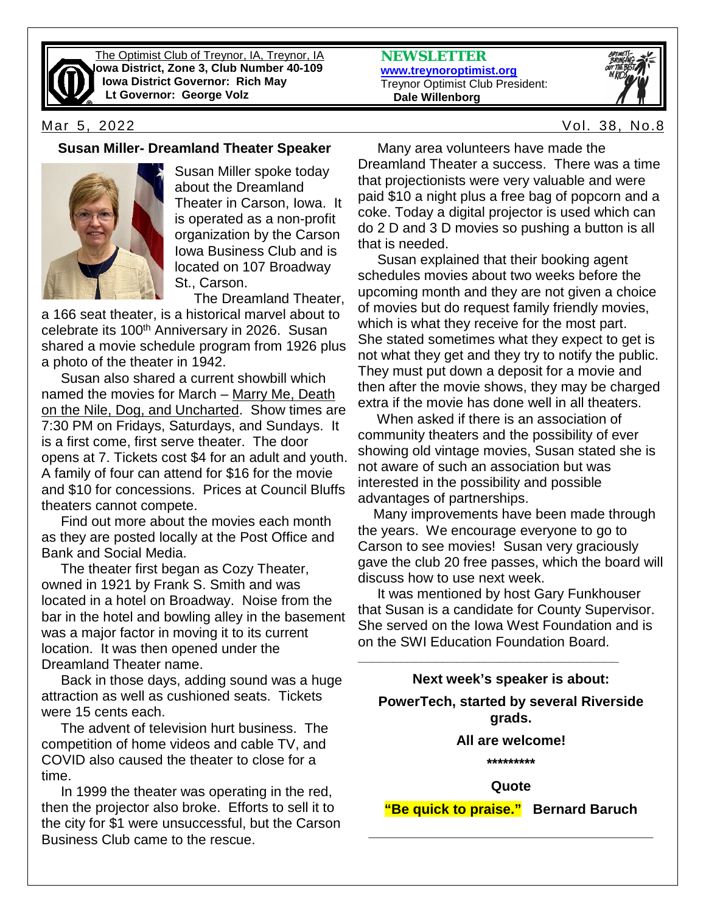The Optimist Club of Treynor, IA, Treynor, IA
**Iowa District, Zone 3, Club Number 40-109**
**Iowa District Governor: Rich May**
**Lt Governor: George Volz**

**NEWSLETTER**
**www.treynoroptimist.org**
Treynor Optimist Club President:
**Dale Willenborg**

Mar 5, 2022 Vol. 38, No.8

## Susan Miller- Dreamland Theater Speaker

Susan Miller spoke today about the Dreamland Theater in Carson, Iowa. It is operated as a non-profit organization by the Carson Iowa Business Club and is located on 107 Broadway St., Carson.

The Dreamland Theater, a 166 seat theater, is a historical marvel about to celebrate its 100th Anniversary in 2026. Susan shared a movie schedule program from 1926 plus a photo of the theater in 1942.

Susan also shared a current showbill which named the movies for March – Marry Me, Death on the Nile, Dog, and Uncharted. Show times are 7:30 PM on Fridays, Saturdays, and Sundays. It is a first come, first serve theater. The door opens at 7. Tickets cost $4 for an adult and youth. A family of four can attend for $16 for the movie and $10 for concessions. Prices at Council Bluffs theaters cannot compete.

Find out more about the movies each month as they are posted locally at the Post Office and Bank and Social Media.

The theater first began as Cozy Theater, owned in 1921 by Frank S. Smith and was located in a hotel on Broadway. Noise from the bar in the hotel and bowling alley in the basement was a major factor in moving it to its current location. It was then opened under the Dreamland Theater name.

Back in those days, adding sound was a huge attraction as well as cushioned seats. Tickets were 15 cents each.

The advent of television hurt business. The competition of home videos and cable TV, and COVID also caused the theater to close for a time.

In 1999 the theater was operating in the red, then the projector also broke. Efforts to sell it to the city for $1 were unsuccessful, but the Carson Business Club came to the rescue.

Many area volunteers have made the Dreamland Theater a success. There was a time that projectionists were very valuable and were paid $10 a night plus a free bag of popcorn and a coke. Today a digital projector is used which can do 2 D and 3 D movies so pushing a button is all that is needed.

Susan explained that their booking agent schedules movies about two weeks before the upcoming month and they are not given a choice of movies but do request family friendly movies, which is what they receive for the most part. She stated sometimes what they expect to get is not what they get and they try to notify the public. They must put down a deposit for a movie and then after the movie shows, they may be charged extra if the movie has done well in all theaters.

When asked if there is an association of community theaters and the possibility of ever showing old vintage movies, Susan stated she is not aware of such an association but was interested in the possibility and possible advantages of partnerships.

Many improvements have been made through the years. We encourage everyone to go to Carson to see movies! Susan very graciously gave the club 20 free passes, which the board will discuss how to use next week.

It was mentioned by host Gary Funkhouser that Susan is a candidate for County Supervisor. She served on the Iowa West Foundation and is on the SWI Education Foundation Board.

---

**Next week's speaker is about:**

**PowerTech, started by several Riverside grads.**

**All are welcome!**

**\*\*\*\*\*\*\*\*\***

**Quote**

**"Be quick to praise." Bernard Baruch**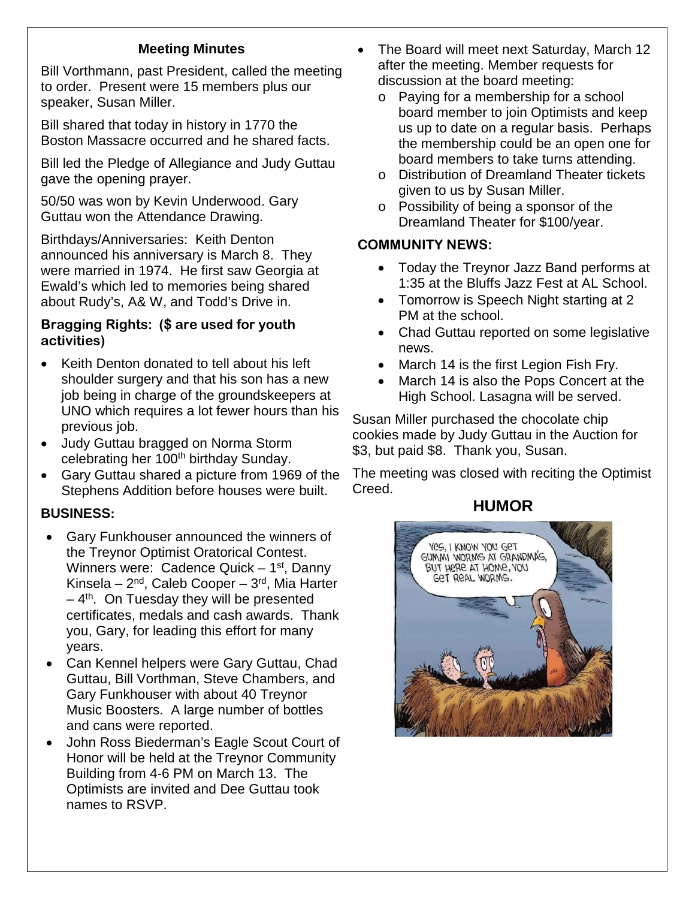## Meeting Minutes

Bill Vorthmann, past President, called the meeting to order. Present were 15 members plus our speaker, Susan Miller.

Bill shared that today in history in 1770 the Boston Massacre occurred and he shared facts.

Bill led the Pledge of Allegiance and Judy Guttau gave the opening prayer.

50/50 was won by Kevin Underwood. Gary Guttau won the Attendance Drawing.

Birthdays/Anniversaries: Keith Denton announced his anniversary is March 8. They were married in 1974. He first saw Georgia at Ewald's which led to memories being shared about Rudy's, A& W, and Todd's Drive in.

### Bragging Rights: ($ are used for youth activities)

- Keith Denton donated to tell about his left shoulder surgery and that his son has a new job being in charge of the groundskeepers at UNO which requires a lot fewer hours than his previous job.
- Judy Guttau bragged on Norma Storm celebrating her 100th birthday Sunday.
- Gary Guttau shared a picture from 1969 of the Stephens Addition before houses were built.

### BUSINESS:

- Gary Funkhouser announced the winners of the Treynor Optimist Oratorical Contest. Winners were: Cadence Quick – 1st, Danny Kinsela – 2nd, Caleb Cooper – 3rd, Mia Harter – 4th. On Tuesday they will be presented certificates, medals and cash awards. Thank you, Gary, for leading this effort for many years.
- Can Kennel helpers were Gary Guttau, Chad Guttau, Bill Vorthman, Steve Chambers, and Gary Funkhouser with about 40 Treynor Music Boosters. A large number of bottles and cans were reported.
- John Ross Biederman's Eagle Scout Court of Honor will be held at the Treynor Community Building from 4-6 PM on March 13. The Optimists are invited and Dee Guttau took names to RSVP.
- The Board will meet next Saturday, March 12 after the meeting. Member requests for discussion at the board meeting:
  - Paying for a membership for a school board member to join Optimists and keep us up to date on a regular basis. Perhaps the membership could be an open one for board members to take turns attending.
  - Distribution of Dreamland Theater tickets given to us by Susan Miller.
  - Possibility of being a sponsor of the Dreamland Theater for $100/year.

### COMMUNITY NEWS:

- Today the Treynor Jazz Band performs at 1:35 at the Bluffs Jazz Fest at AL School.
- Tomorrow is Speech Night starting at 2 PM at the school.
- Chad Guttau reported on some legislative news.
- March 14 is the first Legion Fish Fry.
- March 14 is also the Pops Concert at the High School. Lasagna will be served.

Susan Miller purchased the chocolate chip cookies made by Judy Guttau in the Auction for $3, but paid $8. Thank you, Susan.

The meeting was closed with reciting the Optimist Creed.

## HUMOR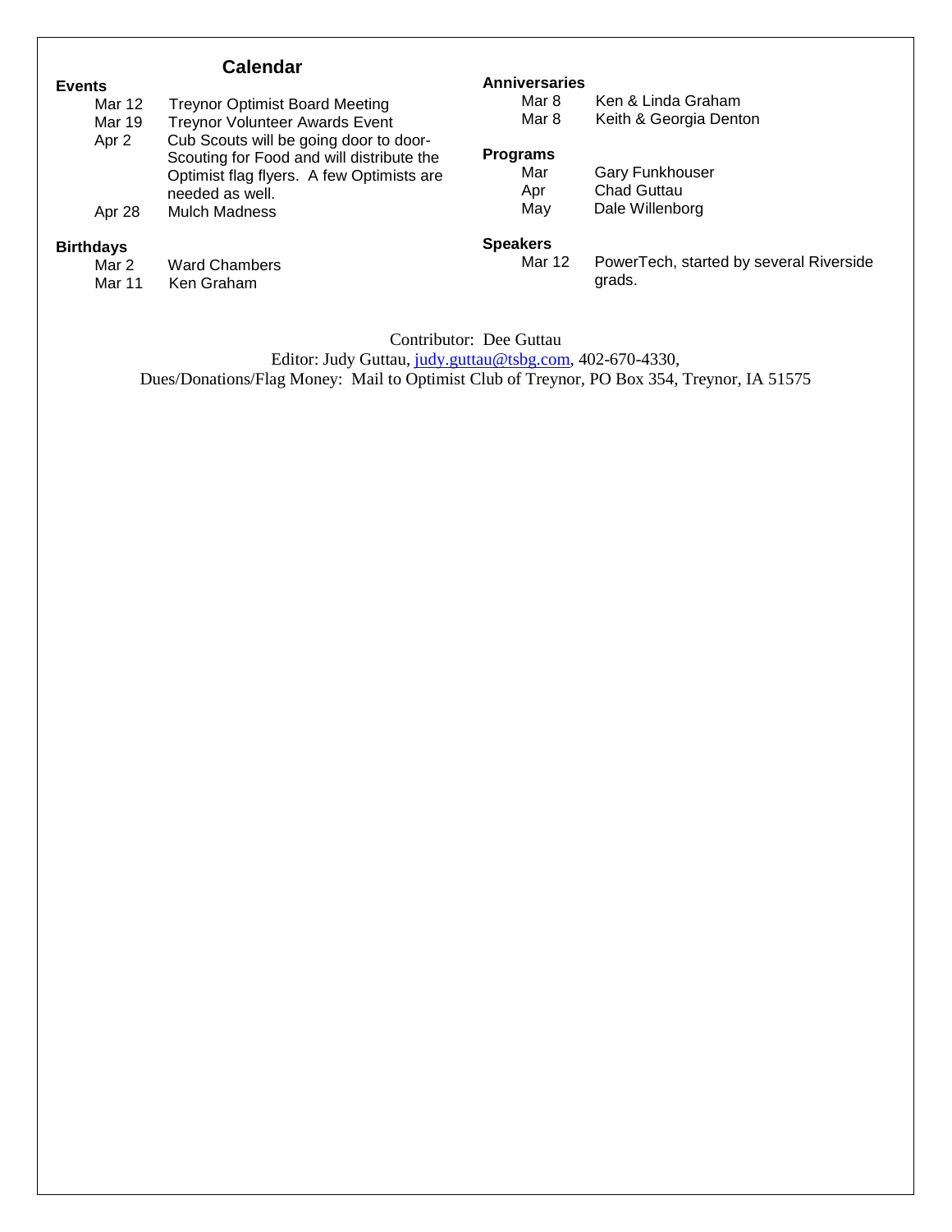## Calendar

### Events

| | |
|---|---|
| Mar 12 | Treynor Optimist Board Meeting |
| Mar 19 | Treynor Volunteer Awards Event |
| Apr 2 | Cub Scouts will be going door to door- Scouting for Food and will distribute the Optimist flag flyers. A few Optimists are needed as well. |
| Apr 28 | Mulch Madness |

### Birthdays

| | |
|---|---|
| Mar 2 | Ward Chambers |
| Mar 11 | Ken Graham |

### Anniversaries

| | |
|---|---|
| Mar 8 | Ken & Linda Graham |
| Mar 8 | Keith & Georgia Denton |

### Programs

| | |
|---|---|
| Mar | Gary Funkhouser |
| Apr | Chad Guttau |
| May | Dale Willenborg |

### Speakers

| | |
|---|---|
| Mar 12 | PowerTech, started by several Riverside grads. |

Contributor: Dee Guttau

Editor: Judy Guttau, judy.guttau@tsbg.com, 402-670-4330,

Dues/Donations/Flag Money: Mail to Optimist Club of Treynor, PO Box 354, Treynor, IA 51575